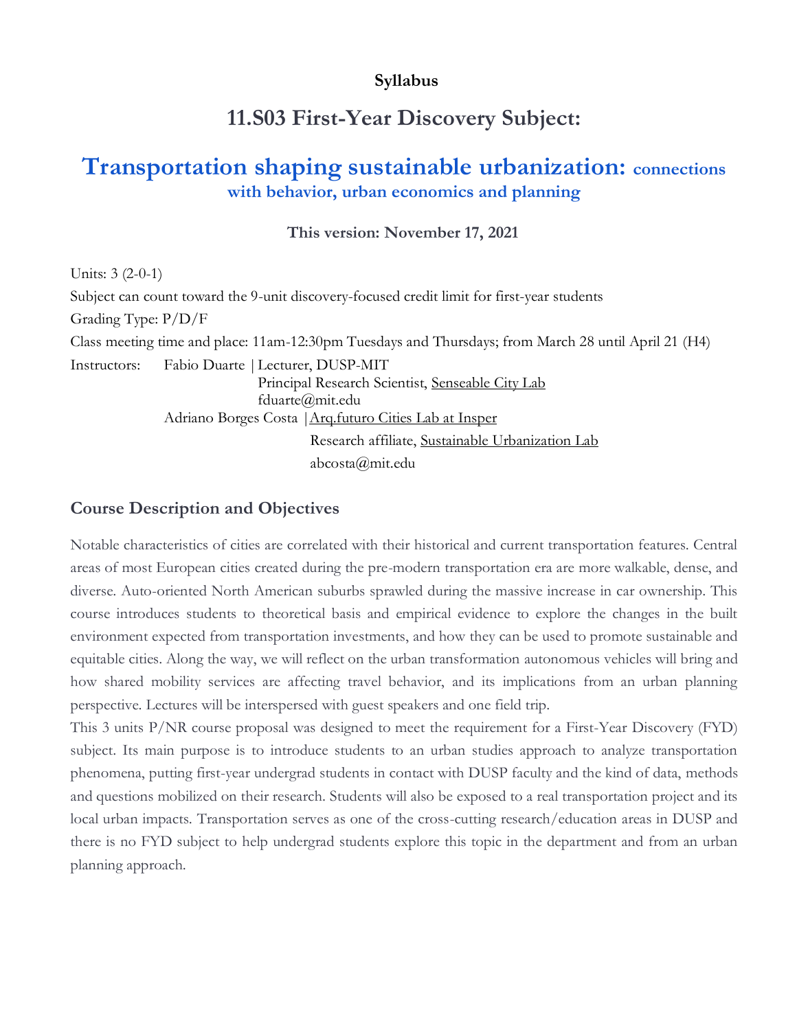**Syllabus**

# 11.S03 First-Year Discovery Subject:

## Transportation shaping sustainable urbanization: connections with behavior, urban economics and planning

**This version: November 17, 2021**

Units: 3 (2-0-1)

Subject can count toward the 9-unit discovery-focused credit limit for first-year students

Grading Type: P/D/F

Class meeting time and place: 11am-12:30pm Tuesdays and Thursdays; from March 28 until April 21 (H4)

Instructors: Fabio Duarte | Lecturer, DUSP-MIT
Principal Research Scientist, Senseable City Lab
fduarte@mit.edu

Adriano Borges Costa | Arq.futuro Cities Lab at Insper
Research affiliate, Sustainable Urbanization Lab
abcosta@mit.edu

### Course Description and Objectives

Notable characteristics of cities are correlated with their historical and current transportation features. Central areas of most European cities created during the pre-modern transportation era are more walkable, dense, and diverse. Auto-oriented North American suburbs sprawled during the massive increase in car ownership. This course introduces students to theoretical basis and empirical evidence to explore the changes in the built environment expected from transportation investments, and how they can be used to promote sustainable and equitable cities. Along the way, we will reflect on the urban transformation autonomous vehicles will bring and how shared mobility services are affecting travel behavior, and its implications from an urban planning perspective. Lectures will be interspersed with guest speakers and one field trip.

This 3 units P/NR course proposal was designed to meet the requirement for a First-Year Discovery (FYD) subject. Its main purpose is to introduce students to an urban studies approach to analyze transportation phenomena, putting first-year undergrad students in contact with DUSP faculty and the kind of data, methods and questions mobilized on their research. Students will also be exposed to a real transportation project and its local urban impacts. Transportation serves as one of the cross-cutting research/education areas in DUSP and there is no FYD subject to help undergrad students explore this topic in the department and from an urban planning approach.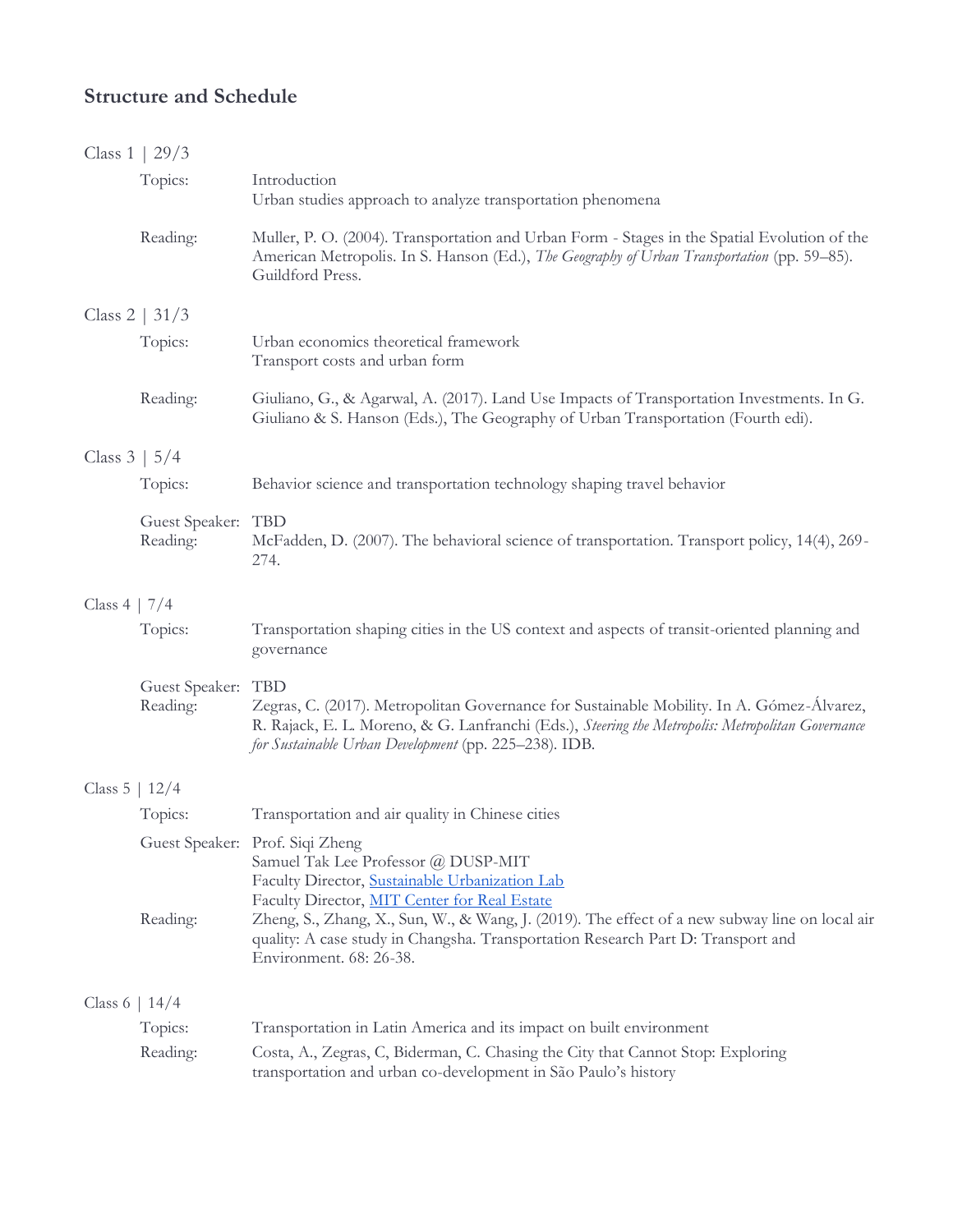## Structure and Schedule

Class 1 | 29/3

Topics: Introduction
Urban studies approach to analyze transportation phenomena

Reading: Muller, P. O. (2004). Transportation and Urban Form - Stages in the Spatial Evolution of the American Metropolis. In S. Hanson (Ed.), *The Geography of Urban Transportation* (pp. 59–85). Guildford Press.

Class 2 | 31/3

Topics: Urban economics theoretical framework
Transport costs and urban form

Reading: Giuliano, G., & Agarwal, A. (2017). Land Use Impacts of Transportation Investments. In G. Giuliano & S. Hanson (Eds.), The Geography of Urban Transportation (Fourth edi).

Class 3 | 5/4

Topics: Behavior science and transportation technology shaping travel behavior

Guest Speaker: TBD
Reading: McFadden, D. (2007). The behavioral science of transportation. Transport policy, 14(4), 269-274.

Class 4 | 7/4

Topics: Transportation shaping cities in the US context and aspects of transit-oriented planning and governance

Guest Speaker: TBD
Reading: Zegras, C. (2017). Metropolitan Governance for Sustainable Mobility. In A. Gómez-Álvarez, R. Rajack, E. L. Moreno, & G. Lanfranchi (Eds.), *Steering the Metropolis: Metropolitan Governance for Sustainable Urban Development* (pp. 225–238). IDB.

Class 5 | 12/4

Topics: Transportation and air quality in Chinese cities

Guest Speaker: Prof. Siqi Zheng
Samuel Tak Lee Professor @ DUSP-MIT
Faculty Director, Sustainable Urbanization Lab
Faculty Director, MIT Center for Real Estate
Reading: Zheng, S., Zhang, X., Sun, W., & Wang, J. (2019). The effect of a new subway line on local air quality: A case study in Changsha. Transportation Research Part D: Transport and Environment. 68: 26-38.

Class 6 | 14/4

Topics: Transportation in Latin America and its impact on built environment
Reading: Costa, A., Zegras, C, Biderman, C. Chasing the City that Cannot Stop: Exploring transportation and urban co-development in São Paulo's history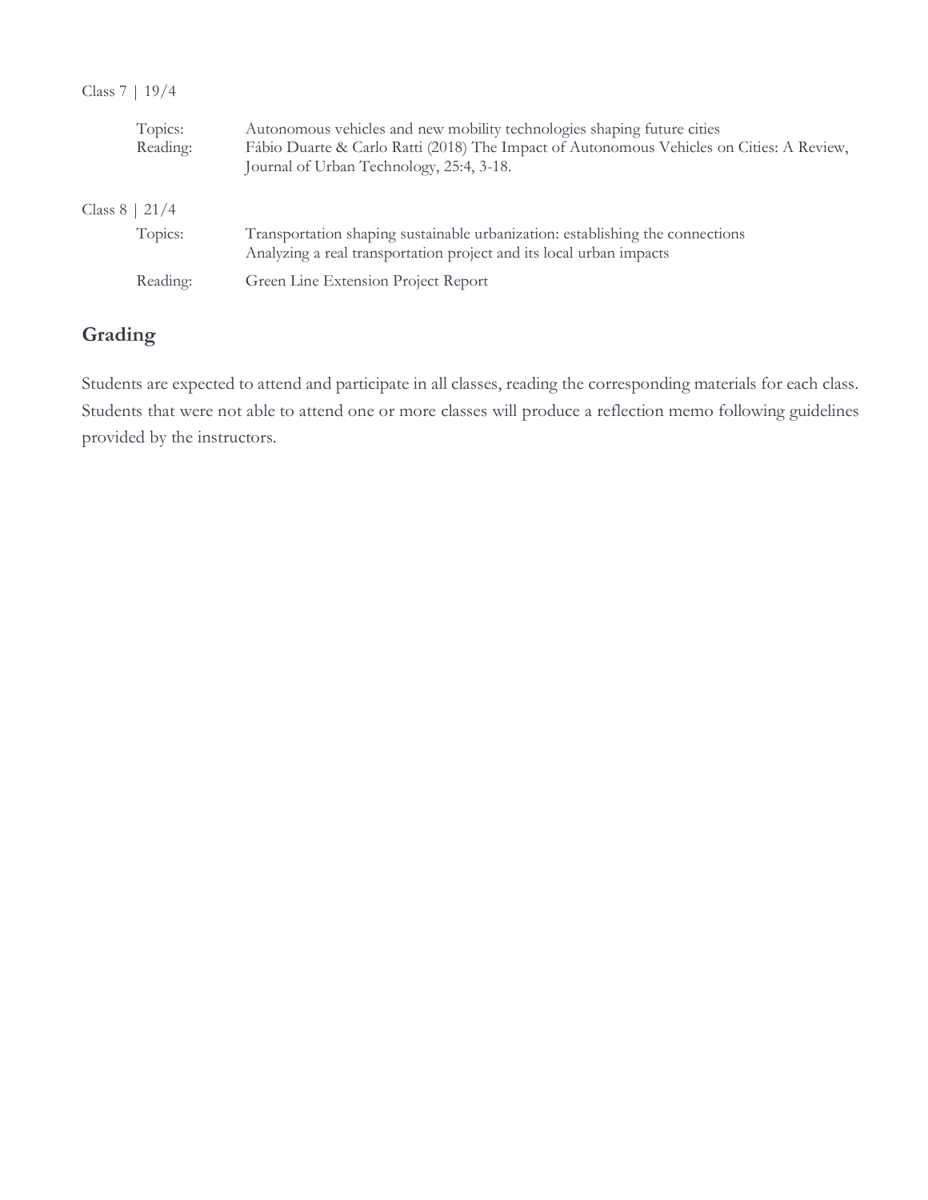Class 7 | 19/4

| | |
|---|---|
| Topics: | Autonomous vehicles and new mobility technologies shaping future cities |
| Reading: | Fábio Duarte & Carlo Ratti (2018) The Impact of Autonomous Vehicles on Cities: A Review, Journal of Urban Technology, 25:4, 3-18. |

Class 8 | 21/4

| | |
|---|---|
| Topics: | Transportation shaping sustainable urbanization: establishing the connections<br>Analyzing a real transportation project and its local urban impacts |
| Reading: | Green Line Extension Project Report |

## Grading

Students are expected to attend and participate in all classes, reading the corresponding materials for each class. Students that were not able to attend one or more classes will produce a reflection memo following guidelines provided by the instructors.